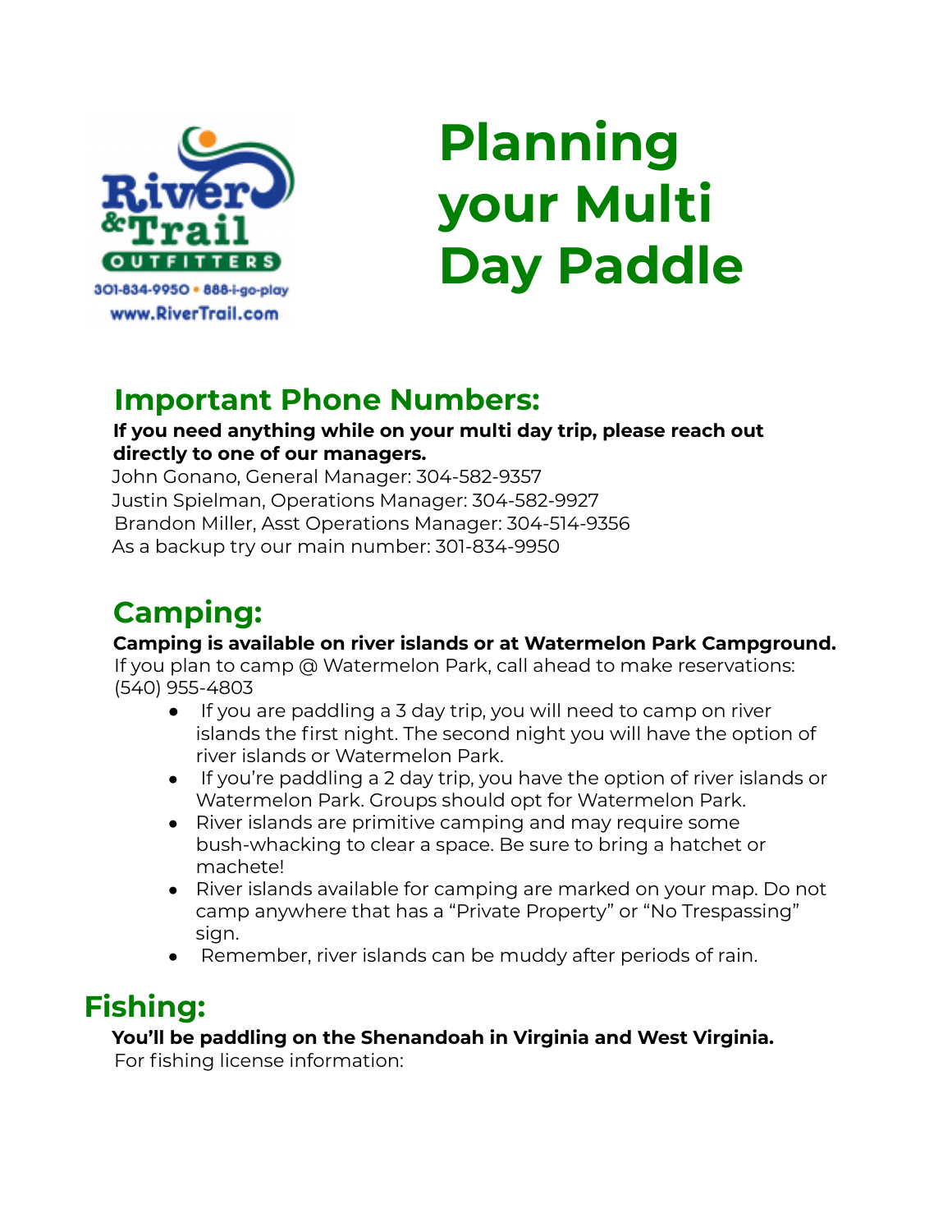River & Trail OUTFITTERS
301-834-9950 • 888-i-go-play
www.RiverTrail.com

# Planning your Multi Day Paddle

## Important Phone Numbers:

**If you need anything while on your multi day trip, please reach out directly to one of our managers.**

John Gonano, General Manager: 304-582-9357
Justin Spielman, Operations Manager: 304-582-9927
Brandon Miller, Asst Operations Manager: 304-514-9356
As a backup try our main number: 301-834-9950

## Camping:

**Camping is available on river islands or at Watermelon Park Campground.**

If you plan to camp @ Watermelon Park, call ahead to make reservations: (540) 955-4803

- If you are paddling a 3 day trip, you will need to camp on river islands the first night. The second night you will have the option of river islands or Watermelon Park.
- If you're paddling a 2 day trip, you have the option of river islands or Watermelon Park. Groups should opt for Watermelon Park.
- River islands are primitive camping and may require some bush-whacking to clear a space. Be sure to bring a hatchet or machete!
- River islands available for camping are marked on your map. Do not camp anywhere that has a "Private Property" or "No Trespassing" sign.
- Remember, river islands can be muddy after periods of rain.

## Fishing:

**You'll be paddling on the Shenandoah in Virginia and West Virginia.**

For fishing license information: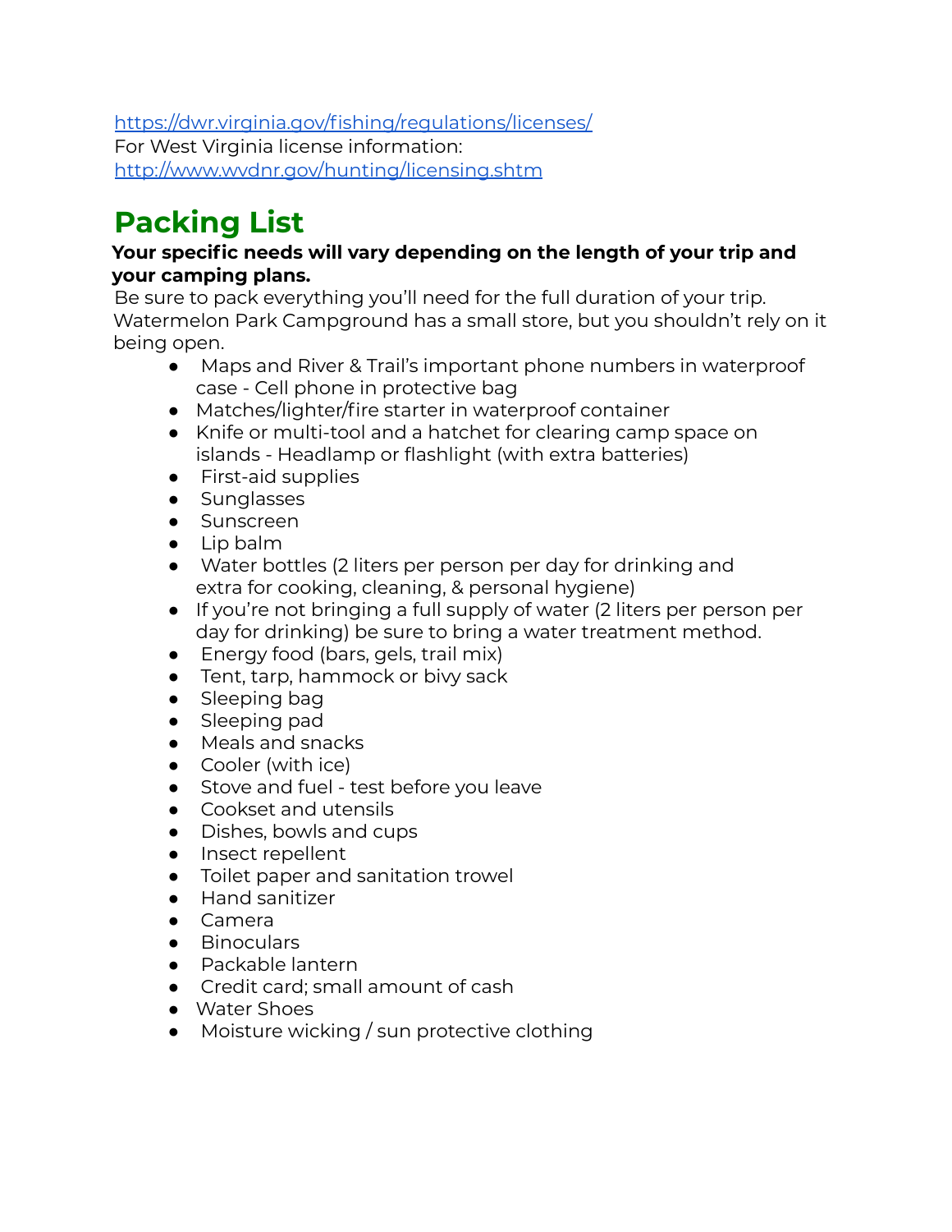https://dwr.virginia.gov/fishing/regulations/licenses/
For West Virginia license information:
http://www.wvdnr.gov/hunting/licensing.shtm

# Packing List

**Your specific needs will vary depending on the length of your trip and your camping plans.**

Be sure to pack everything you'll need for the full duration of your trip. Watermelon Park Campground has a small store, but you shouldn't rely on it being open.

- Maps and River & Trail's important phone numbers in waterproof case - Cell phone in protective bag
- Matches/lighter/fire starter in waterproof container
- Knife or multi-tool and a hatchet for clearing camp space on islands - Headlamp or flashlight (with extra batteries)
- First-aid supplies
- Sunglasses
- Sunscreen
- Lip balm
- Water bottles (2 liters per person per day for drinking and extra for cooking, cleaning, & personal hygiene)
- If you're not bringing a full supply of water (2 liters per person per day for drinking) be sure to bring a water treatment method.
- Energy food (bars, gels, trail mix)
- Tent, tarp, hammock or bivy sack
- Sleeping bag
- Sleeping pad
- Meals and snacks
- Cooler (with ice)
- Stove and fuel - test before you leave
- Cookset and utensils
- Dishes, bowls and cups
- Insect repellent
- Toilet paper and sanitation trowel
- Hand sanitizer
- Camera
- Binoculars
- Packable lantern
- Credit card; small amount of cash
- Water Shoes
- Moisture wicking / sun protective clothing